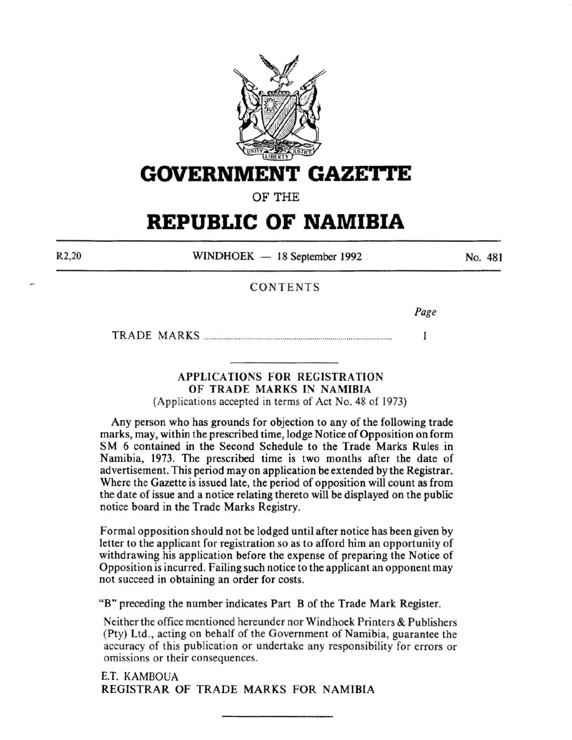# GOVERNMENT GAZETTE

OF THE

# REPUBLIC OF NAMIBIA

R2,20 WINDHOEK — 18 September 1992 No. 481

## CONTENTS

| | Page |
|---|---|
| TRADE MARKS | 1 |

### APPLICATIONS FOR REGISTRATION OF TRADE MARKS IN NAMIBIA

(Applications accepted in terms of Act No. 48 of 1973)

Any person who has grounds for objection to any of the following trade marks, may, within the prescribed time, lodge Notice of Opposition on form SM 6 contained in the Second Schedule to the Trade Marks Rules in Namibia, 1973. The prescribed time is two months after the date of advertisement. This period may on application be extended by the Registrar. Where the Gazette is issued late, the period of opposition will count as from the date of issue and a notice relating thereto will be displayed on the public notice board in the Trade Marks Registry.

Formal opposition should not be lodged until after notice has been given by letter to the applicant for registration so as to afford him an opportunity of withdrawing his application before the expense of preparing the Notice of Opposition is incurred. Failing such notice to the applicant an opponent may not succeed in obtaining an order for costs.

"B" preceding the number indicates Part B of the Trade Mark Register.

Neither the office mentioned hereunder nor Windhoek Printers & Publishers (Pty) Ltd., acting on behalf of the Government of Namibia, guarantee the accuracy of this publication or undertake any responsibility for errors or omissions or their consequences.

E.T. KAMBOUA
REGISTRAR OF TRADE MARKS FOR NAMIBIA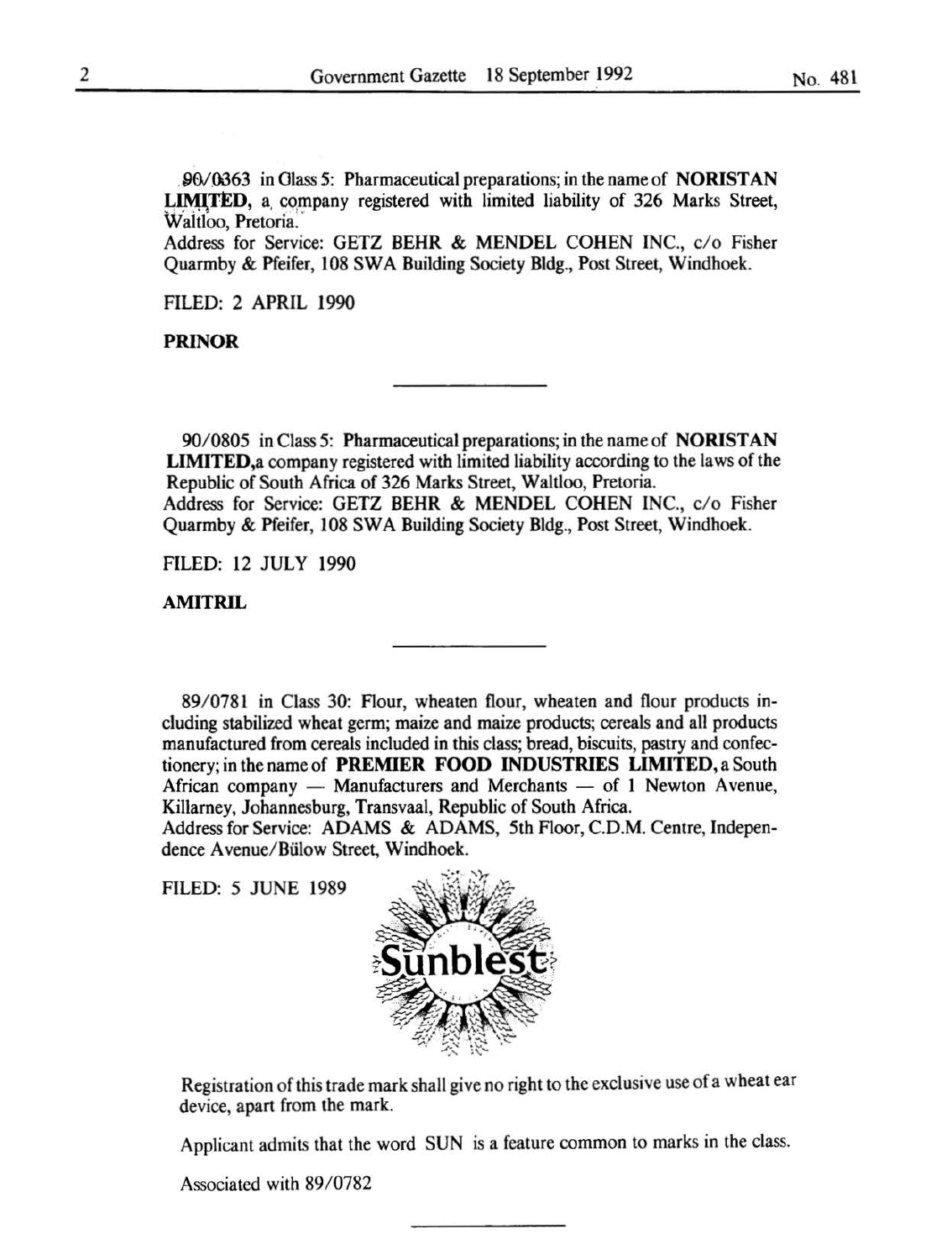90/0363 in Class 5: Pharmaceutical preparations; in the name of **NORISTAN LIMITED**, a company registered with limited liability of 326 Marks Street, Waltloo, Pretoria.
Address for Service: GETZ BEHR & MENDEL COHEN INC., c/o Fisher Quarmby & Pfeifer, 108 SWA Building Society Bldg., Post Street, Windhoek.

FILED: 2 APRIL 1990

**PRINOR**

---

90/0805 in Class 5: Pharmaceutical preparations; in the name of **NORISTAN LIMITED**,a company registered with limited liability according to the laws of the Republic of South Africa of 326 Marks Street, Waltloo, Pretoria.
Address for Service: GETZ BEHR & MENDEL COHEN INC., c/o Fisher Quarmby & Pfeifer, 108 SWA Building Society Bldg., Post Street, Windhoek.

FILED: 12 JULY 1990

**AMITRIL**

---

89/0781 in Class 30: Flour, wheaten flour, wheaten and flour products including stabilized wheat germ; maize and maize products; cereals and all products manufactured from cereals included in this class; bread, biscuits, pastry and confectionery; in the name of **PREMIER FOOD INDUSTRIES LIMITED**, a South African company — Manufacturers and Merchants — of 1 Newton Avenue, Killarney, Johannesburg, Transvaal, Republic of South Africa.
Address for Service: ADAMS & ADAMS, 5th Floor, C.D.M. Centre, Independence Avenue/Bülow Street, Windhoek.

FILED: 5 JUNE 1989

Sunblest

Registration of this trade mark shall give no right to the exclusive use of a wheat ear device, apart from the mark.

Applicant admits that the word SUN is a feature common to marks in the class.

Associated with 89/0782

---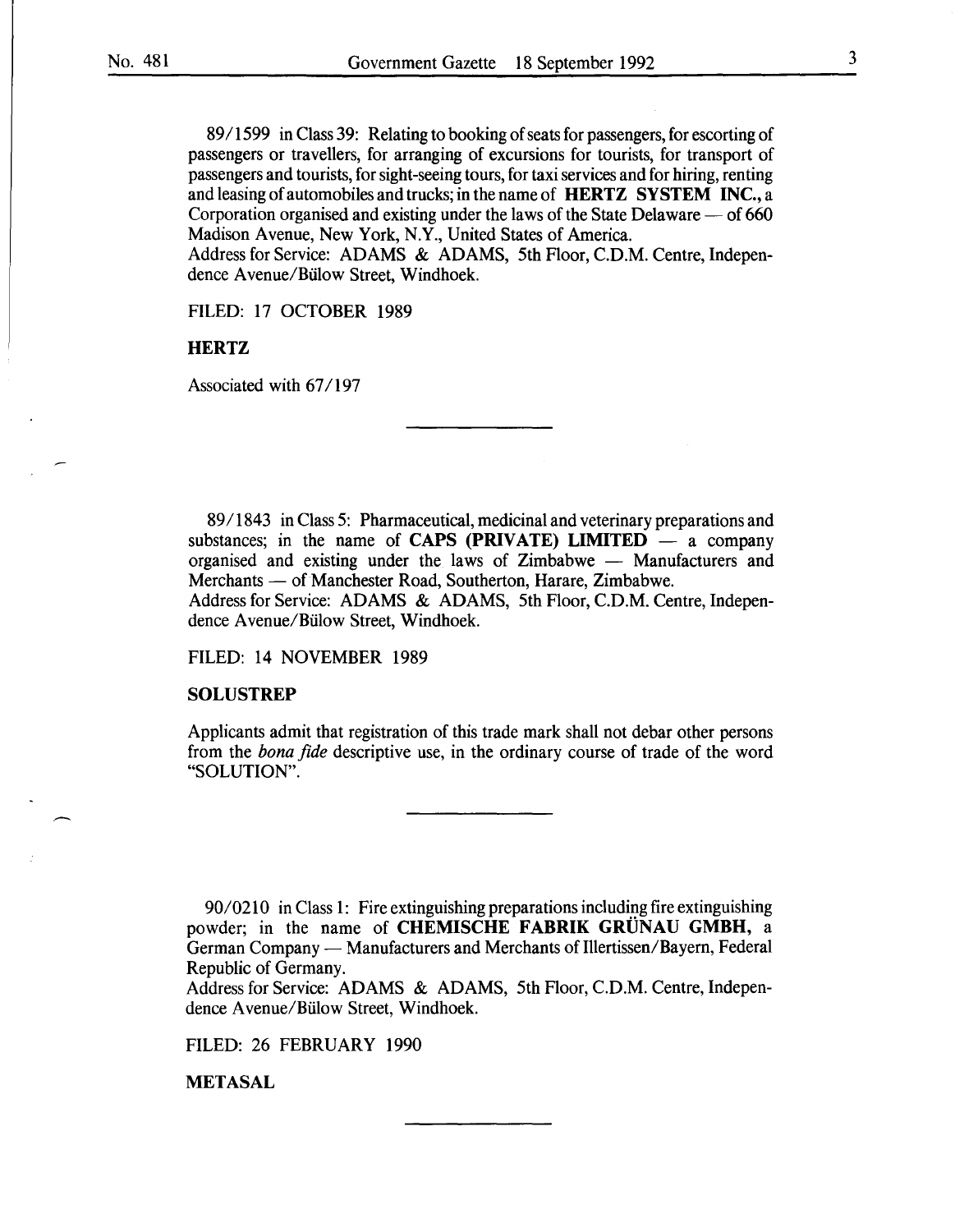89/1599 in Class 39: Relating to booking of seats for passengers, for escorting of passengers or travellers, for arranging of excursions for tourists, for transport of passengers and tourists, for sight-seeing tours, for taxi services and for hiring, renting and leasing of automobiles and trucks; in the name of **HERTZ SYSTEM INC.**, a Corporation organised and existing under the laws of the State Delaware — of 660 Madison Avenue, New York, N.Y., United States of America.
Address for Service: ADAMS & ADAMS, 5th Floor, C.D.M. Centre, Independence Avenue/Bülow Street, Windhoek.

FILED: 17 OCTOBER 1989

**HERTZ**

Associated with 67/197

---

89/1843 in Class 5: Pharmaceutical, medicinal and veterinary preparations and substances; in the name of **CAPS (PRIVATE) LIMITED** — a company organised and existing under the laws of Zimbabwe — Manufacturers and Merchants — of Manchester Road, Southerton, Harare, Zimbabwe.
Address for Service: ADAMS & ADAMS, 5th Floor, C.D.M. Centre, Independence Avenue/Bülow Street, Windhoek.

FILED: 14 NOVEMBER 1989

**SOLUSTREP**

Applicants admit that registration of this trade mark shall not debar other persons from the *bona fide* descriptive use, in the ordinary course of trade of the word "SOLUTION".

---

90/0210 in Class 1: Fire extinguishing preparations including fire extinguishing powder; in the name of **CHEMISCHE FABRIK GRÜNAU GMBH**, a German Company — Manufacturers and Merchants of Illertissen/Bayern, Federal Republic of Germany.
Address for Service: ADAMS & ADAMS, 5th Floor, C.D.M. Centre, Independence Avenue/Bülow Street, Windhoek.

FILED: 26 FEBRUARY 1990

**METASAL**

---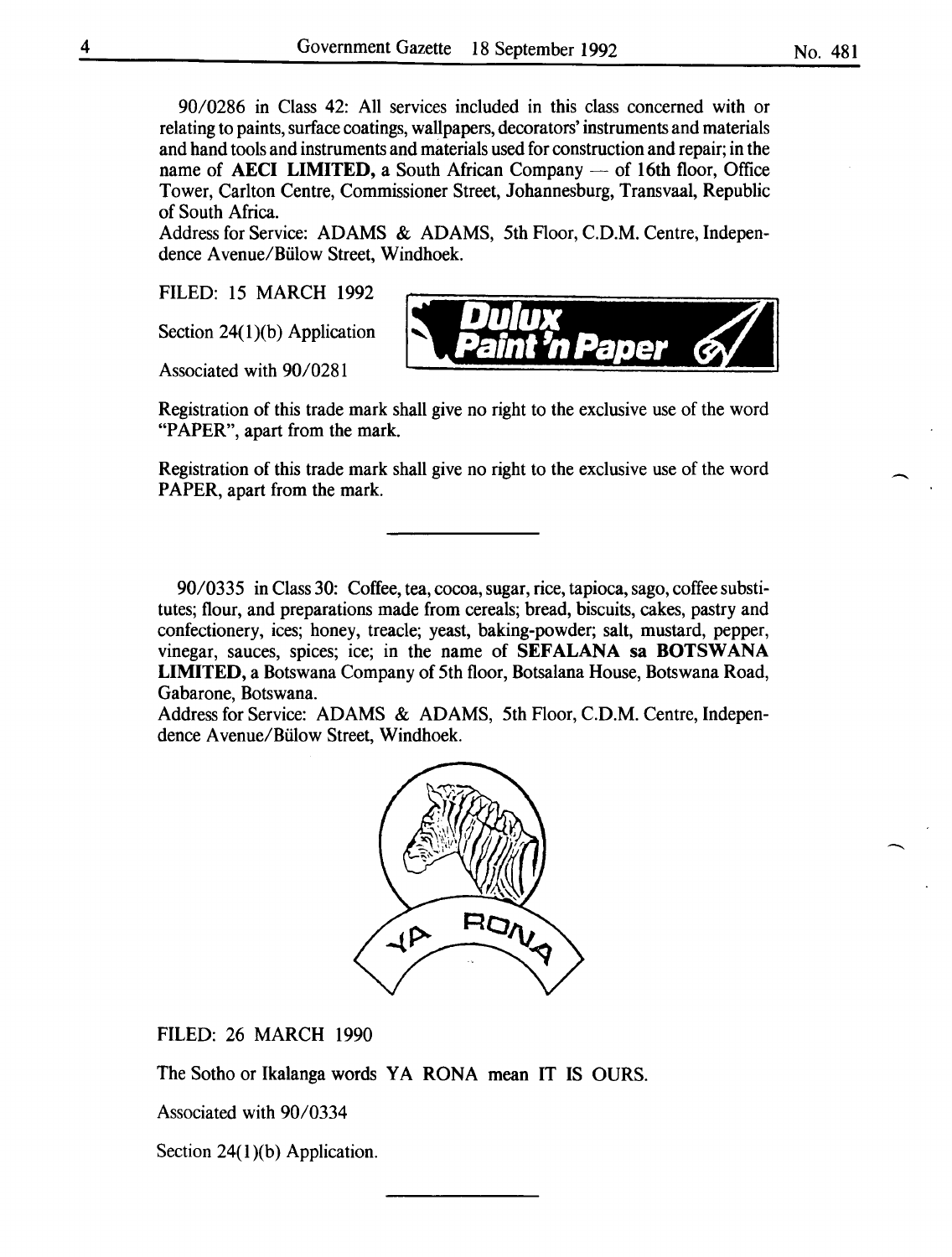90/0286 in Class 42: All services included in this class concerned with or relating to paints, surface coatings, wallpapers, decorators' instruments and materials and hand tools and instruments and materials used for construction and repair; in the name of **AECI LIMITED,** a South African Company — of 16th floor, Office Tower, Carlton Centre, Commissioner Street, Johannesburg, Transvaal, Republic of South Africa.
Address for Service: ADAMS & ADAMS, 5th Floor, C.D.M. Centre, Independence Avenue/Bülow Street, Windhoek.

FILED: 15 MARCH 1992

Section 24(1)(b) Application

Associated with 90/0281

Registration of this trade mark shall give no right to the exclusive use of the word "PAPER", apart from the mark.

Registration of this trade mark shall give no right to the exclusive use of the word PAPER, apart from the mark.

---

90/0335 in Class 30: Coffee, tea, cocoa, sugar, rice, tapioca, sago, coffee substitutes; flour, and preparations made from cereals; bread, biscuits, cakes, pastry and confectionery, ices; honey, treacle; yeast, baking-powder; salt, mustard, pepper, vinegar, sauces, spices; ice; in the name of **SEFALANA sa BOTSWANA LIMITED,** a Botswana Company of 5th floor, Botsalana House, Botswana Road, Gabarone, Botswana.
Address for Service: ADAMS & ADAMS, 5th Floor, C.D.M. Centre, Independence Avenue/Bülow Street, Windhoek.

FILED: 26 MARCH 1990

The Sotho or Ikalanga words YA RONA mean IT IS OURS.

Associated with 90/0334

Section 24(1)(b) Application.

---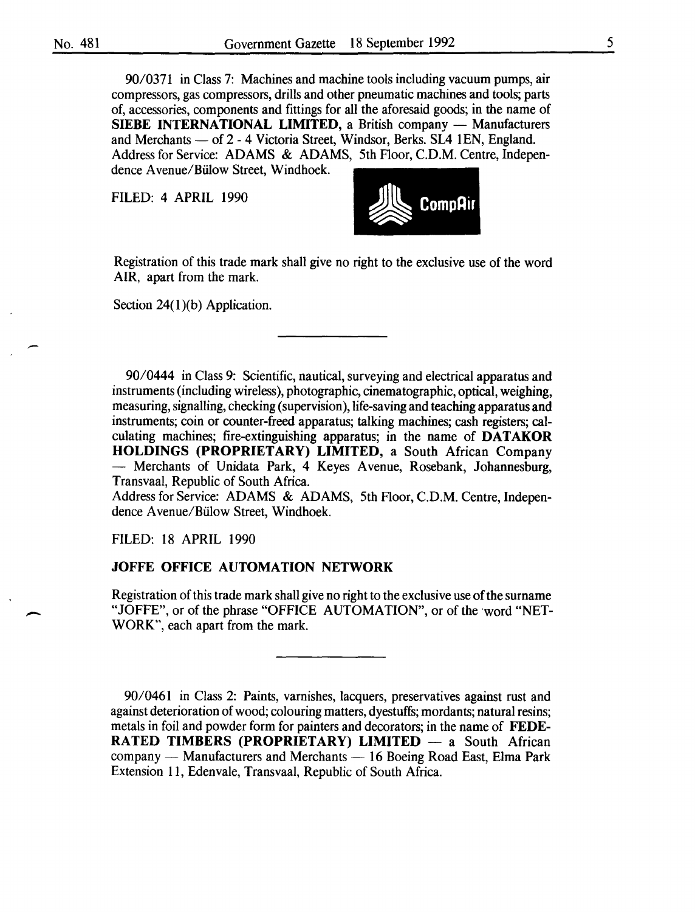90/0371 in Class 7: Machines and machine tools including vacuum pumps, air compressors, gas compressors, drills and other pneumatic machines and tools; parts of, accessories, components and fittings for all the aforesaid goods; in the name of **SIEBE INTERNATIONAL LIMITED,** a British company — Manufacturers and Merchants — of 2 - 4 Victoria Street, Windsor, Berks. SL4 1EN, England. Address for Service: ADAMS & ADAMS, 5th Floor, C.D.M. Centre, Independence Avenue/Bülow Street, Windhoek.

FILED: 4 APRIL 1990

CompAir

Registration of this trade mark shall give no right to the exclusive use of the word AIR, apart from the mark.

Section 24(1)(b) Application.

---

90/0444 in Class 9: Scientific, nautical, surveying and electrical apparatus and instruments (including wireless), photographic, cinematographic, optical, weighing, measuring, signalling, checking (supervision), life-saving and teaching apparatus and instruments; coin or counter-freed apparatus; talking machines; cash registers; calculating machines; fire-extinguishing apparatus; in the name of **DATAKOR HOLDINGS (PROPRIETARY) LIMITED,** a South African Company — Merchants of Unidata Park, 4 Keyes Avenue, Rosebank, Johannesburg, Transvaal, Republic of South Africa.
Address for Service: ADAMS & ADAMS, 5th Floor, C.D.M. Centre, Independence Avenue/Bülow Street, Windhoek.

FILED: 18 APRIL 1990

**JOFFE OFFICE AUTOMATION NETWORK**

Registration of this trade mark shall give no right to the exclusive use of the surname "JOFFE", or of the phrase "OFFICE AUTOMATION", or of the word "NETWORK", each apart from the mark.

---

90/0461 in Class 2: Paints, varnishes, lacquers, preservatives against rust and against deterioration of wood; colouring matters, dyestuffs; mordants; natural resins; metals in foil and powder form for painters and decorators; in the name of **FEDERATED TIMBERS (PROPRIETARY) LIMITED** — a South African company — Manufacturers and Merchants — 16 Boeing Road East, Elma Park Extension 11, Edenvale, Transvaal, Republic of South Africa.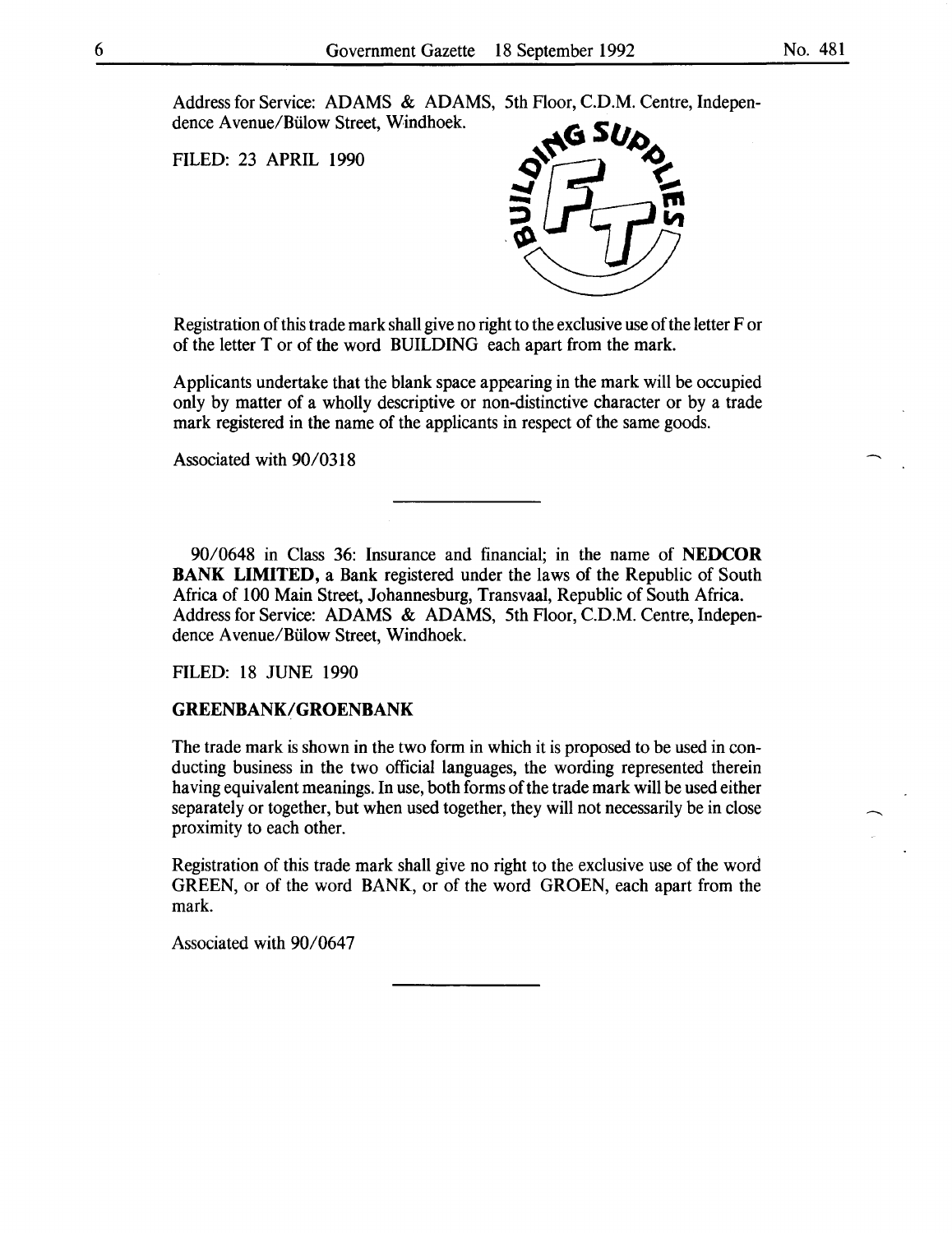Address for Service: ADAMS & ADAMS, 5th Floor, C.D.M. Centre, Independence Avenue/Bülow Street, Windhoek.

FILED: 23 APRIL 1990

Registration of this trade mark shall give no right to the exclusive use of the letter F or of the letter T or of the word BUILDING each apart from the mark.

Applicants undertake that the blank space appearing in the mark will be occupied only by matter of a wholly descriptive or non-distinctive character or by a trade mark registered in the name of the applicants in respect of the same goods.

Associated with 90/0318

---

90/0648 in Class 36: Insurance and financial; in the name of **NEDCOR BANK LIMITED,** a Bank registered under the laws of the Republic of South Africa of 100 Main Street, Johannesburg, Transvaal, Republic of South Africa. Address for Service: ADAMS & ADAMS, 5th Floor, C.D.M. Centre, Independence Avenue/Bülow Street, Windhoek.

FILED: 18 JUNE 1990

**GREENBANK/GROENBANK**

The trade mark is shown in the two form in which it is proposed to be used in conducting business in the two official languages, the wording represented therein having equivalent meanings. In use, both forms of the trade mark will be used either separately or together, but when used together, they will not necessarily be in close proximity to each other.

Registration of this trade mark shall give no right to the exclusive use of the word GREEN, or of the word BANK, or of the word GROEN, each apart from the mark.

Associated with 90/0647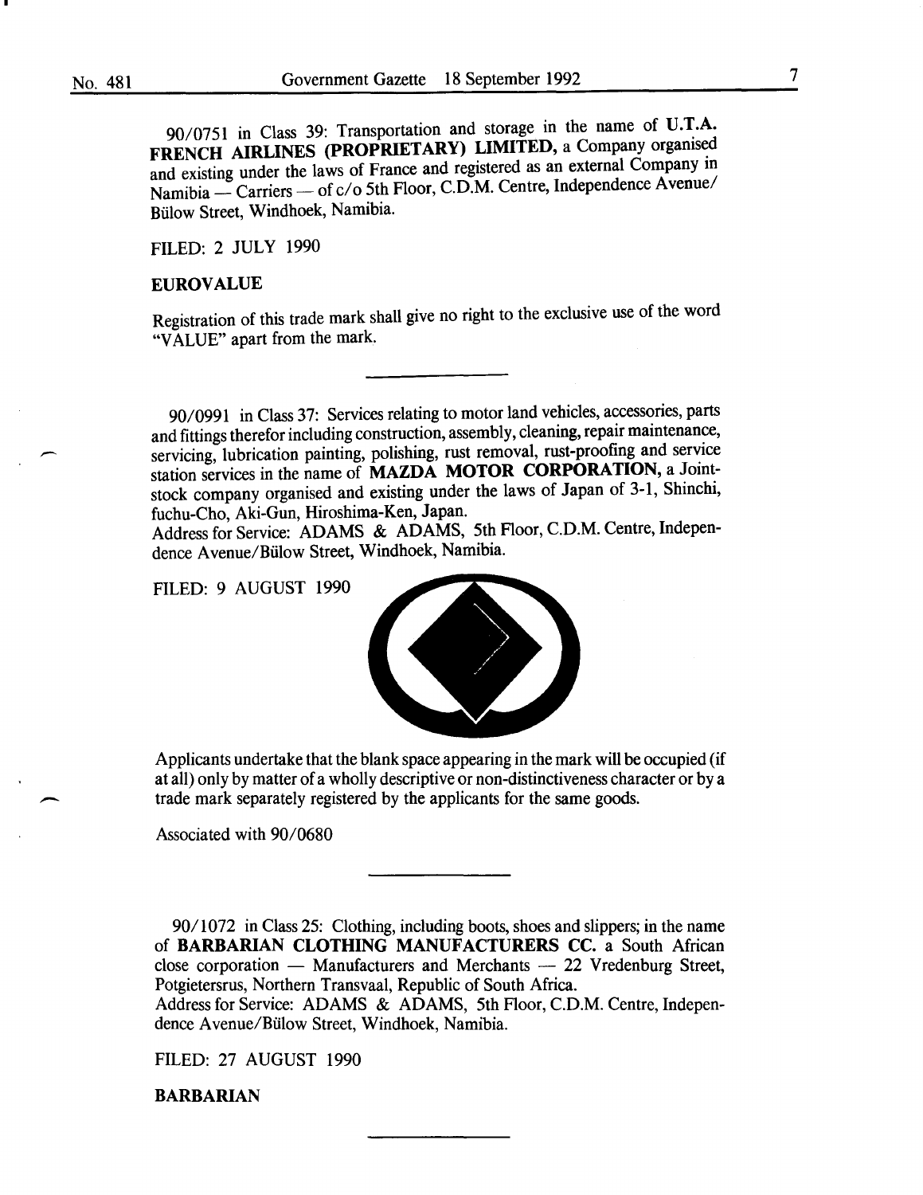90/0751 in Class 39: Transportation and storage in the name of **U.T.A. FRENCH AIRLINES (PROPRIETARY) LIMITED,** a Company organised and existing under the laws of France and registered as an external Company in Namibia — Carriers — of c/o 5th Floor, C.D.M. Centre, Independence Avenue/Bülow Street, Windhoek, Namibia.

FILED: 2 JULY 1990

**EUROVALUE**

Registration of this trade mark shall give no right to the exclusive use of the word "VALUE" apart from the mark.

---

90/0991 in Class 37: Services relating to motor land vehicles, accessories, parts and fittings therefor including construction, assembly, cleaning, repair maintenance, servicing, lubrication painting, polishing, rust removal, rust-proofing and service station services in the name of **MAZDA MOTOR CORPORATION,** a Joint-stock company organised and existing under the laws of Japan of 3-1, Shinchi, fuchu-Cho, Aki-Gun, Hiroshima-Ken, Japan.
Address for Service: ADAMS & ADAMS, 5th Floor, C.D.M. Centre, Independence Avenue/Bülow Street, Windhoek, Namibia.

FILED: 9 AUGUST 1990

Applicants undertake that the blank space appearing in the mark will be occupied (if at all) only by matter of a wholly descriptive or non-distinctiveness character or by a trade mark separately registered by the applicants for the same goods.

Associated with 90/0680

---

90/1072 in Class 25: Clothing, including boots, shoes and slippers; in the name of **BARBARIAN CLOTHING MANUFACTURERS CC.** a South African close corporation — Manufacturers and Merchants — 22 Vredenburg Street, Potgietersrus, Northern Transvaal, Republic of South Africa.
Address for Service: ADAMS & ADAMS, 5th Floor, C.D.M. Centre, Independence Avenue/Bülow Street, Windhoek, Namibia.

FILED: 27 AUGUST 1990

**BARBARIAN**

---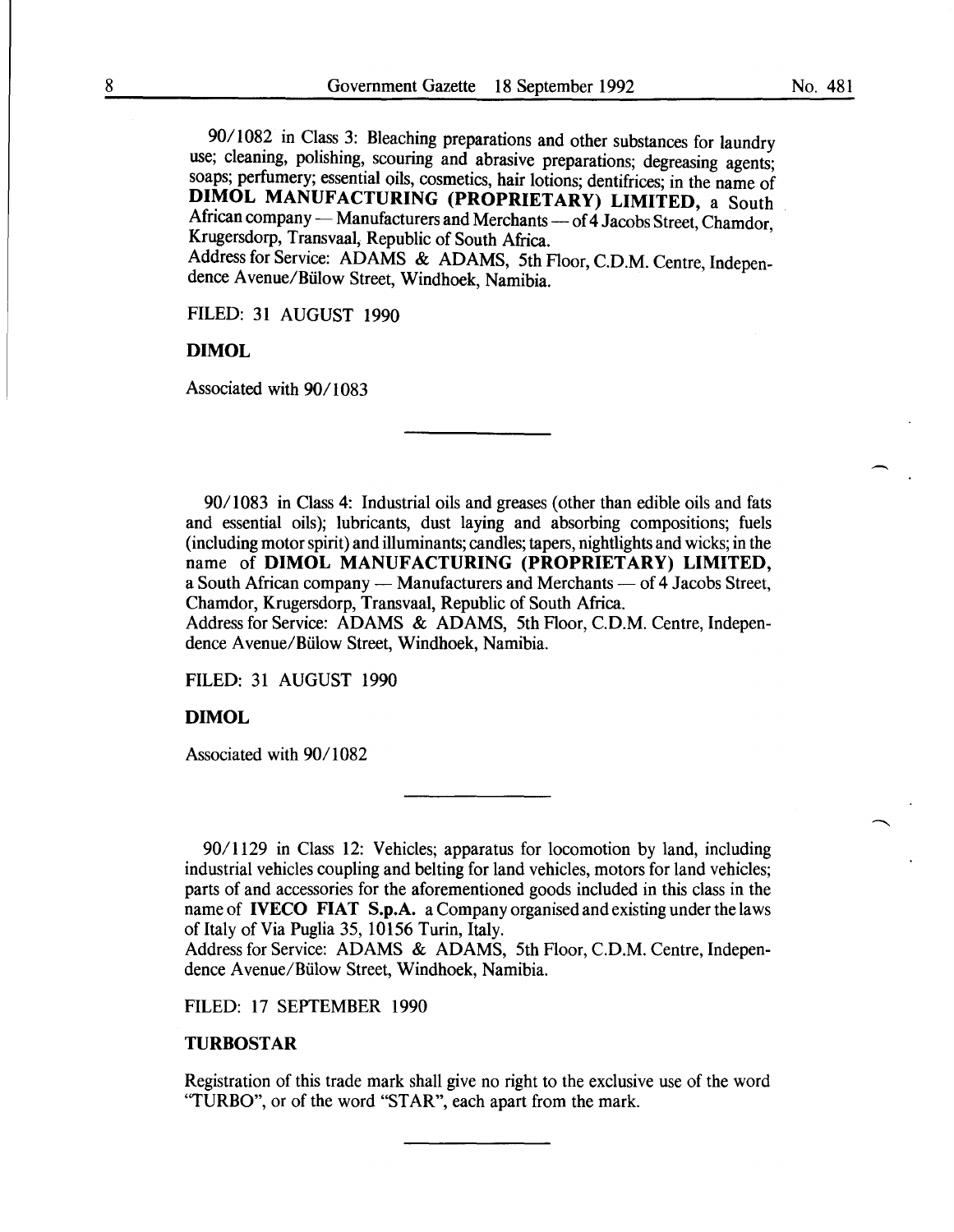90/1082 in Class 3: Bleaching preparations and other substances for laundry use; cleaning, polishing, scouring and abrasive preparations; degreasing agents; soaps; perfumery; essential oils, cosmetics, hair lotions; dentifrices; in the name of **DIMOL MANUFACTURING (PROPRIETARY) LIMITED,** a South African company — Manufacturers and Merchants — of 4 Jacobs Street, Chamdor, Krugersdorp, Transvaal, Republic of South Africa.
Address for Service: ADAMS & ADAMS, 5th Floor, C.D.M. Centre, Independence Avenue/Bülow Street, Windhoek, Namibia.

FILED: 31 AUGUST 1990

**DIMOL**

Associated with 90/1083

---

90/1083 in Class 4: Industrial oils and greases (other than edible oils and fats and essential oils); lubricants, dust laying and absorbing compositions; fuels (including motor spirit) and illuminants; candles; tapers, nightlights and wicks; in the name of **DIMOL MANUFACTURING (PROPRIETARY) LIMITED,** a South African company — Manufacturers and Merchants — of 4 Jacobs Street, Chamdor, Krugersdorp, Transvaal, Republic of South Africa.
Address for Service: ADAMS & ADAMS, 5th Floor, C.D.M. Centre, Independence Avenue/Bülow Street, Windhoek, Namibia.

FILED: 31 AUGUST 1990

**DIMOL**

Associated with 90/1082

---

90/1129 in Class 12: Vehicles; apparatus for locomotion by land, including industrial vehicles coupling and belting for land vehicles, motors for land vehicles; parts of and accessories for the aforementioned goods included in this class in the name of **IVECO FIAT S.p.A.** a Company organised and existing under the laws of Italy of Via Puglia 35, 10156 Turin, Italy.
Address for Service: ADAMS & ADAMS, 5th Floor, C.D.M. Centre, Independence Avenue/Bülow Street, Windhoek, Namibia.

FILED: 17 SEPTEMBER 1990

**TURBOSTAR**

Registration of this trade mark shall give no right to the exclusive use of the word "TURBO", or of the word "STAR", each apart from the mark.

---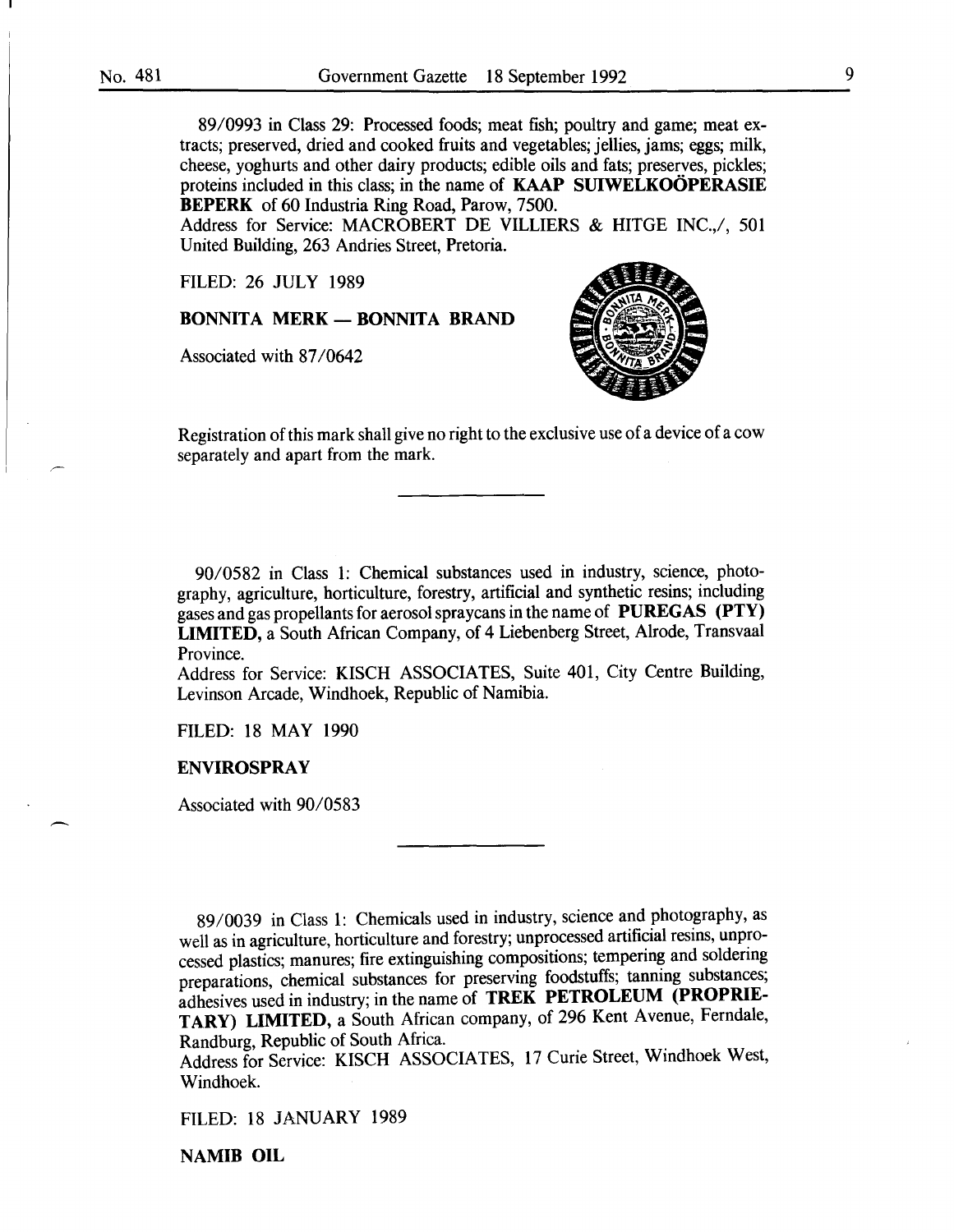89/0993 in Class 29: Processed foods; meat fish; poultry and game; meat extracts; preserved, dried and cooked fruits and vegetables; jellies, jams; eggs; milk, cheese, yoghurts and other dairy products; edible oils and fats; preserves, pickles; proteins included in this class; in the name of **KAAP SUIWELKOÖPERASIE BEPERK** of 60 Industria Ring Road, Parow, 7500.
Address for Service: MACROBERT DE VILLIERS & HITGE INC.,/, 501 United Building, 263 Andries Street, Pretoria.

FILED: 26 JULY 1989

**BONNITA MERK — BONNITA BRAND**

Associated with 87/0642

Registration of this mark shall give no right to the exclusive use of a device of a cow separately and apart from the mark.

---

90/0582 in Class 1: Chemical substances used in industry, science, photography, agriculture, horticulture, forestry, artificial and synthetic resins; including gases and gas propellants for aerosol spraycans in the name of **PUREGAS (PTY) LIMITED,** a South African Company, of 4 Liebenberg Street, Alrode, Transvaal Province.
Address for Service: KISCH ASSOCIATES, Suite 401, City Centre Building, Levinson Arcade, Windhoek, Republic of Namibia.

FILED: 18 MAY 1990

**ENVIROSPRAY**

Associated with 90/0583

---

89/0039 in Class 1: Chemicals used in industry, science and photography, as well as in agriculture, horticulture and forestry; unprocessed artificial resins, unprocessed plastics; manures; fire extinguishing compositions; tempering and soldering preparations, chemical substances for preserving foodstuffs; tanning substances; adhesives used in industry; in the name of **TREK PETROLEUM (PROPRIETARY) LIMITED,** a South African company, of 296 Kent Avenue, Ferndale, Randburg, Republic of South Africa.
Address for Service: KISCH ASSOCIATES, 17 Curie Street, Windhoek West, Windhoek.

FILED: 18 JANUARY 1989

**NAMIB OIL**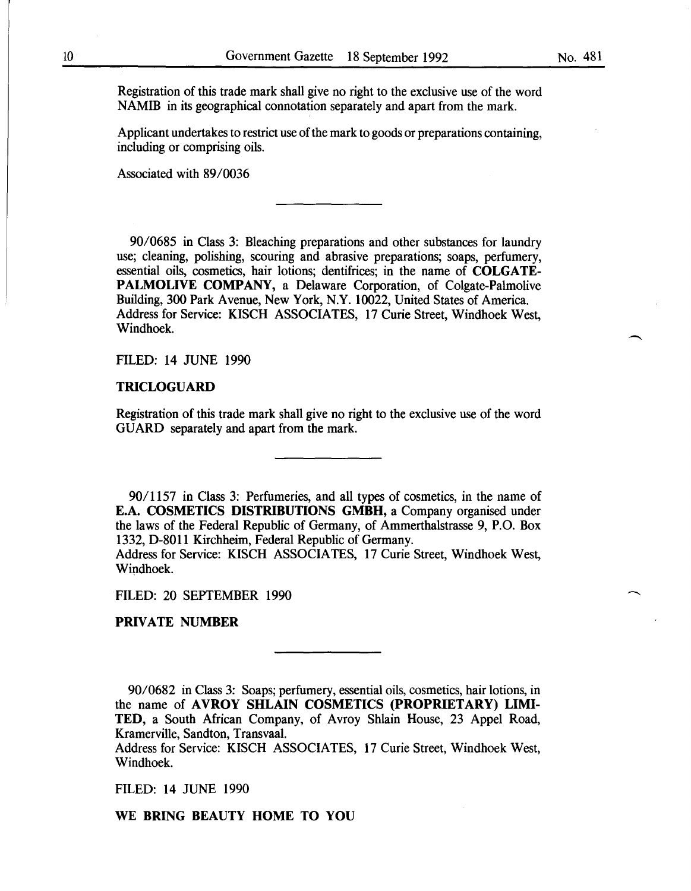Registration of this trade mark shall give no right to the exclusive use of the word NAMIB in its geographical connotation separately and apart from the mark.

Applicant undertakes to restrict use of the mark to goods or preparations containing, including or comprising oils.

Associated with 89/0036

---

90/0685 in Class 3: Bleaching preparations and other substances for laundry use; cleaning, polishing, scouring and abrasive preparations; soaps, perfumery, essential oils, cosmetics, hair lotions; dentifrices; in the name of **COLGATE-PALMOLIVE COMPANY,** a Delaware Corporation, of Colgate-Palmolive Building, 300 Park Avenue, New York, N.Y. 10022, United States of America.
Address for Service: KISCH ASSOCIATES, 17 Curie Street, Windhoek West, Windhoek.

FILED: 14 JUNE 1990

**TRICLOGUARD**

Registration of this trade mark shall give no right to the exclusive use of the word GUARD separately and apart from the mark.

---

90/1157 in Class 3: Perfumeries, and all types of cosmetics, in the name of **E.A. COSMETICS DISTRIBUTIONS GMBH,** a Company organised under the laws of the Federal Republic of Germany, of Ammerthalstrasse 9, P.O. Box 1332, D-8011 Kirchheim, Federal Republic of Germany.
Address for Service: KISCH ASSOCIATES, 17 Curie Street, Windhoek West, Windhoek.

FILED: 20 SEPTEMBER 1990

**PRIVATE NUMBER**

---

90/0682 in Class 3: Soaps; perfumery, essential oils, cosmetics, hair lotions, in the name of **AVROY SHLAIN COSMETICS (PROPRIETARY) LIMITED,** a South African Company, of Avroy Shlain House, 23 Appel Road, Kramerville, Sandton, Transvaal.
Address for Service: KISCH ASSOCIATES, 17 Curie Street, Windhoek West, Windhoek.

FILED: 14 JUNE 1990

**WE BRING BEAUTY HOME TO YOU**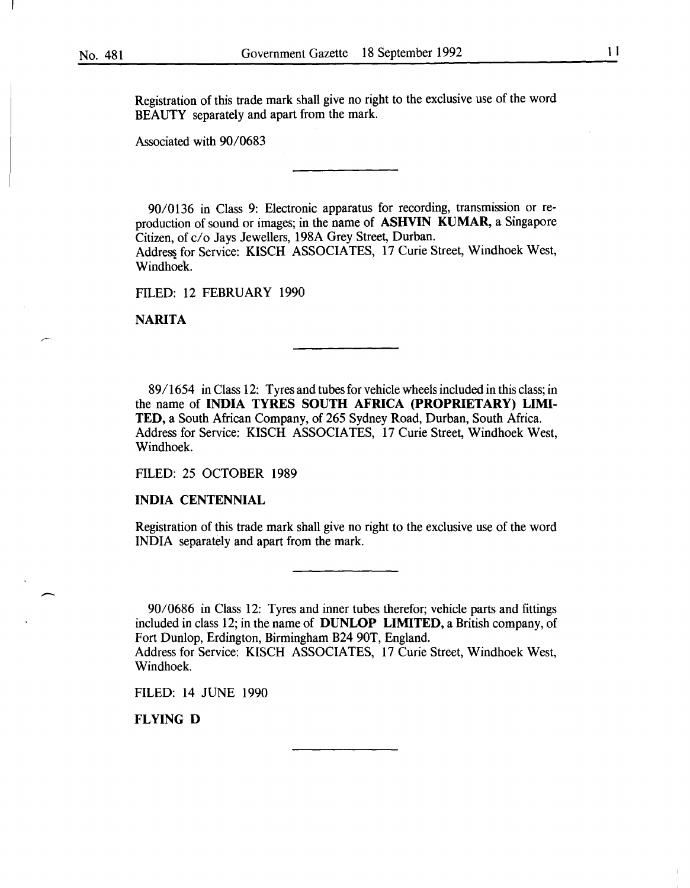Registration of this trade mark shall give no right to the exclusive use of the word BEAUTY separately and apart from the mark.

Associated with 90/0683

---

90/0136 in Class 9: Electronic apparatus for recording, transmission or reproduction of sound or images; in the name of **ASHVIN KUMAR,** a Singapore Citizen, of c/o Jays Jewellers, 198A Grey Street, Durban.
Address for Service: KISCH ASSOCIATES, 17 Curie Street, Windhoek West, Windhoek.

FILED: 12 FEBRUARY 1990

**NARITA**

---

89/1654 in Class 12: Tyres and tubes for vehicle wheels included in this class; in the name of **INDIA TYRES SOUTH AFRICA (PROPRIETARY) LIMITED,** a South African Company, of 265 Sydney Road, Durban, South Africa.
Address for Service: KISCH ASSOCIATES, 17 Curie Street, Windhoek West, Windhoek.

FILED: 25 OCTOBER 1989

**INDIA CENTENNIAL**

Registration of this trade mark shall give no right to the exclusive use of the word INDIA separately and apart from the mark.

---

90/0686 in Class 12: Tyres and inner tubes therefor; vehicle parts and fittings included in class 12; in the name of **DUNLOP LIMITED,** a British company, of Fort Dunlop, Erdington, Birmingham B24 90T, England.
Address for Service: KISCH ASSOCIATES, 17 Curie Street, Windhoek West, Windhoek.

FILED: 14 JUNE 1990

**FLYING D**

---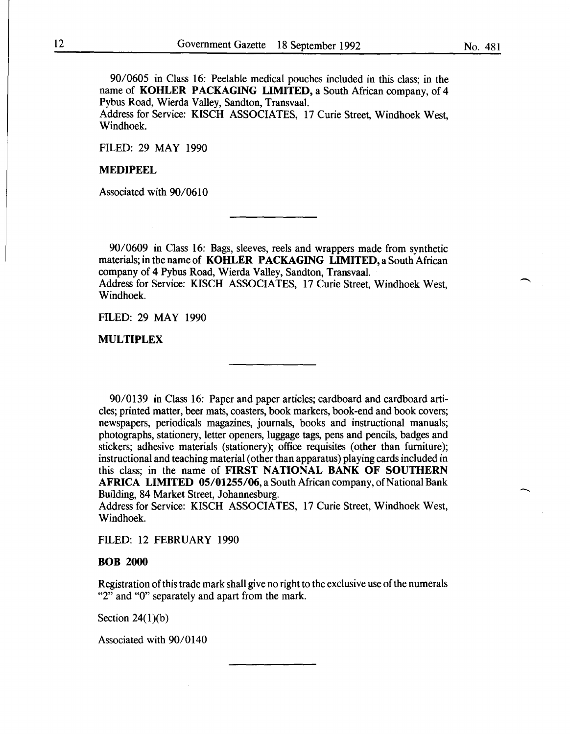90/0605 in Class 16: Peelable medical pouches included in this class; in the name of **KOHLER PACKAGING LIMITED,** a South African company, of 4 Pybus Road, Wierda Valley, Sandton, Transvaal.
Address for Service: KISCH ASSOCIATES, 17 Curie Street, Windhoek West, Windhoek.

FILED: 29 MAY 1990

**MEDIPEEL**

Associated with 90/0610

---

90/0609 in Class 16: Bags, sleeves, reels and wrappers made from synthetic materials; in the name of **KOHLER PACKAGING LIMITED,** a South African company of 4 Pybus Road, Wierda Valley, Sandton, Transvaal.
Address for Service: KISCH ASSOCIATES, 17 Curie Street, Windhoek West, Windhoek.

FILED: 29 MAY 1990

**MULTIPLEX**

---

90/0139 in Class 16: Paper and paper articles; cardboard and cardboard articles; printed matter, beer mats, coasters, book markers, book-end and book covers; newspapers, periodicals magazines, journals, books and instructional manuals; photographs, stationery, letter openers, luggage tags, pens and pencils, badges and stickers; adhesive materials (stationery); office requisites (other than furniture); instructional and teaching material (other than apparatus) playing cards included in this class; in the name of **FIRST NATIONAL BANK OF SOUTHERN AFRICA LIMITED 05/01255/06,** a South African company, of National Bank Building, 84 Market Street, Johannesburg.
Address for Service: KISCH ASSOCIATES, 17 Curie Street, Windhoek West, Windhoek.

FILED: 12 FEBRUARY 1990

**BOB 2000**

Registration of this trade mark shall give no right to the exclusive use of the numerals "2" and "0" separately and apart from the mark.

Section 24(1)(b)

Associated with 90/0140

---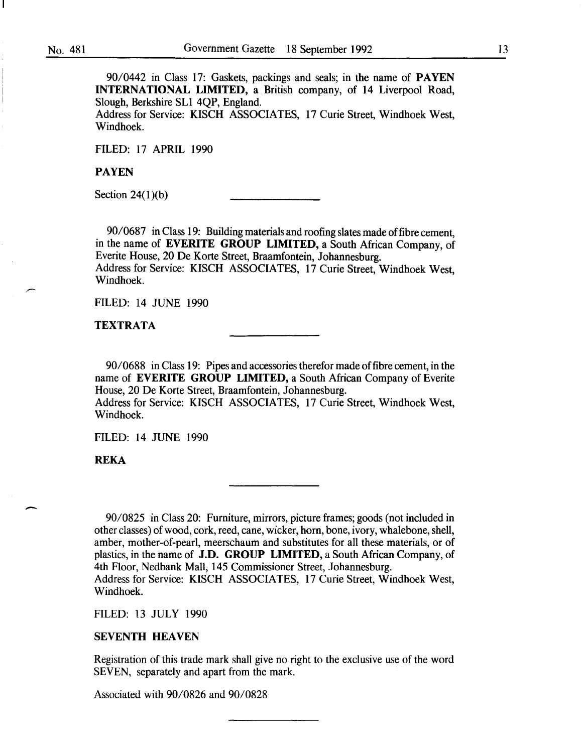90/0442 in Class 17: Gaskets, packings and seals; in the name of **PAYEN INTERNATIONAL LIMITED,** a British company, of 14 Liverpool Road, Slough, Berkshire SL1 4QP, England.
Address for Service: KISCH ASSOCIATES, 17 Curie Street, Windhoek West, Windhoek.

FILED: 17 APRIL 1990

**PAYEN**

Section 24(1)(b)

---

90/0687 in Class 19: Building materials and roofing slates made of fibre cement, in the name of **EVERITE GROUP LIMITED,** a South African Company, of Everite House, 20 De Korte Street, Braamfontein, Johannesburg.
Address for Service: KISCH ASSOCIATES, 17 Curie Street, Windhoek West, Windhoek.

FILED: 14 JUNE 1990

**TEXTRATA**

---

90/0688 in Class 19: Pipes and accessories therefor made of fibre cement, in the name of **EVERITE GROUP LIMITED,** a South African Company of Everite House, 20 De Korte Street, Braamfontein, Johannesburg.
Address for Service: KISCH ASSOCIATES, 17 Curie Street, Windhoek West, Windhoek.

FILED: 14 JUNE 1990

**REKA**

---

90/0825 in Class 20: Furniture, mirrors, picture frames; goods (not included in other classes) of wood, cork, reed, cane, wicker, horn, bone, ivory, whalebone, shell, amber, mother-of-pearl, meerschaum and substitutes for all these materials, or of plastics, in the name of **J.D. GROUP LIMITED,** a South African Company, of 4th Floor, Nedbank Mall, 145 Commissioner Street, Johannesburg.
Address for Service: KISCH ASSOCIATES, 17 Curie Street, Windhoek West, Windhoek.

FILED: 13 JULY 1990

**SEVENTH HEAVEN**

Registration of this trade mark shall give no right to the exclusive use of the word SEVEN, separately and apart from the mark.

Associated with 90/0826 and 90/0828

---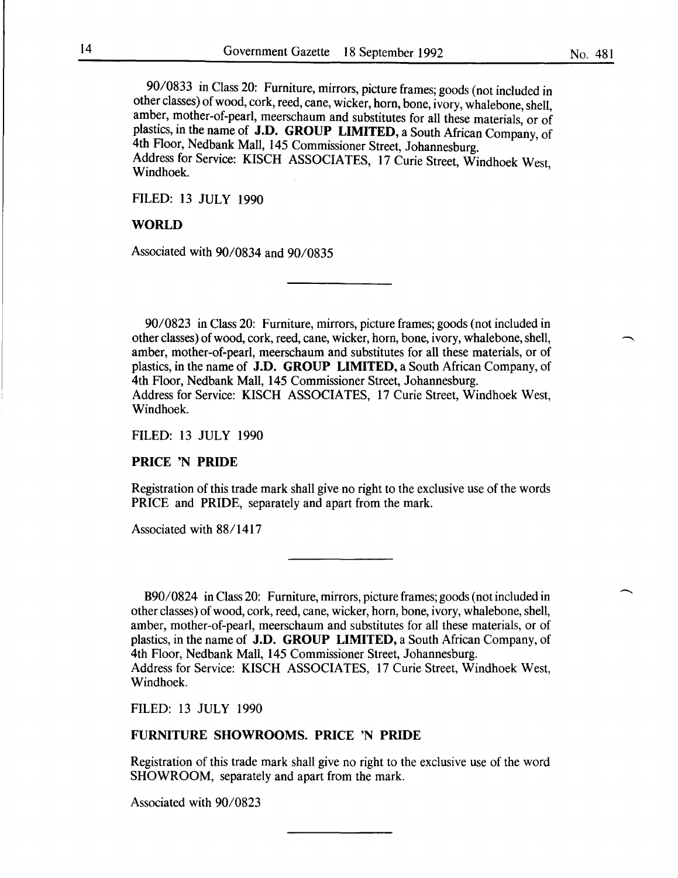90/0833 in Class 20: Furniture, mirrors, picture frames; goods (not included in other classes) of wood, cork, reed, cane, wicker, horn, bone, ivory, whalebone, shell, amber, mother-of-pearl, meerschaum and substitutes for all these materials, or of plastics, in the name of **J.D. GROUP LIMITED,** a South African Company, of 4th Floor, Nedbank Mall, 145 Commissioner Street, Johannesburg.
Address for Service: KISCH ASSOCIATES, 17 Curie Street, Windhoek West, Windhoek.

FILED: 13 JULY 1990

**WORLD**

Associated with 90/0834 and 90/0835

---

90/0823 in Class 20: Furniture, mirrors, picture frames; goods (not included in other classes) of wood, cork, reed, cane, wicker, horn, bone, ivory, whalebone, shell, amber, mother-of-pearl, meerschaum and substitutes for all these materials, or of plastics, in the name of **J.D. GROUP LIMITED,** a South African Company, of 4th Floor, Nedbank Mall, 145 Commissioner Street, Johannesburg.
Address for Service: KISCH ASSOCIATES, 17 Curie Street, Windhoek West, Windhoek.

FILED: 13 JULY 1990

**PRICE 'N PRIDE**

Registration of this trade mark shall give no right to the exclusive use of the words PRICE and PRIDE, separately and apart from the mark.

Associated with 88/1417

---

B90/0824 in Class 20: Furniture, mirrors, picture frames; goods (not included in other classes) of wood, cork, reed, cane, wicker, horn, bone, ivory, whalebone, shell, amber, mother-of-pearl, meerschaum and substitutes for all these materials, or of plastics, in the name of **J.D. GROUP LIMITED,** a South African Company, of 4th Floor, Nedbank Mall, 145 Commissioner Street, Johannesburg.
Address for Service: KISCH ASSOCIATES, 17 Curie Street, Windhoek West, Windhoek.

FILED: 13 JULY 1990

**FURNITURE SHOWROOMS. PRICE 'N PRIDE**

Registration of this trade mark shall give no right to the exclusive use of the word SHOWROOM, separately and apart from the mark.

Associated with 90/0823

---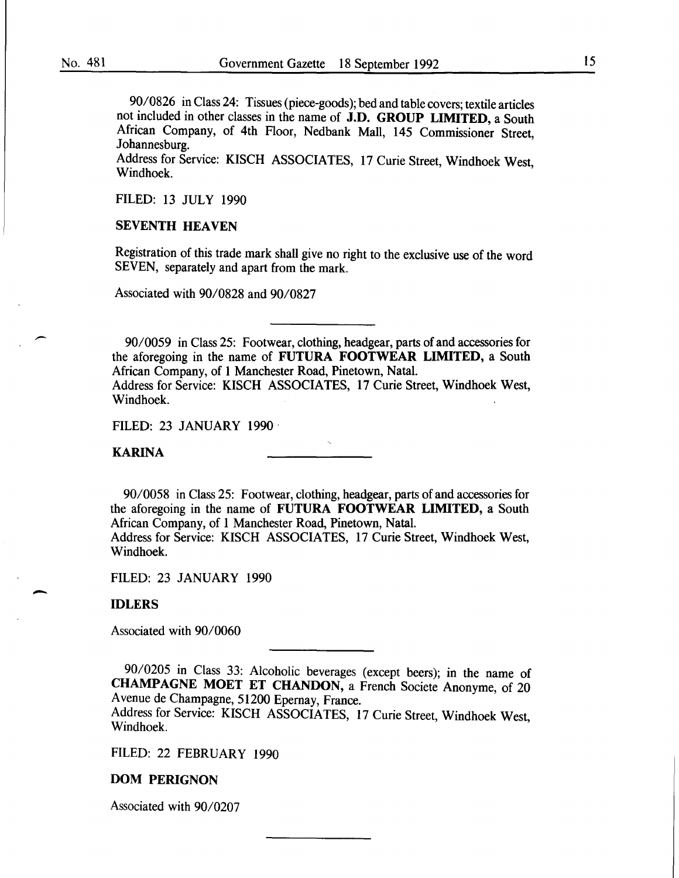90/0826 in Class 24: Tissues (piece-goods); bed and table covers; textile articles not included in other classes in the name of **J.D. GROUP LIMITED,** a South African Company, of 4th Floor, Nedbank Mall, 145 Commissioner Street, Johannesburg.
Address for Service: KISCH ASSOCIATES, 17 Curie Street, Windhoek West, Windhoek.

FILED: 13 JULY 1990

**SEVENTH HEAVEN**

Registration of this trade mark shall give no right to the exclusive use of the word SEVEN, separately and apart from the mark.

Associated with 90/0828 and 90/0827

---

90/0059 in Class 25: Footwear, clothing, headgear, parts of and accessories for the aforegoing in the name of **FUTURA FOOTWEAR LIMITED,** a South African Company, of 1 Manchester Road, Pinetown, Natal.
Address for Service: KISCH ASSOCIATES, 17 Curie Street, Windhoek West, Windhoek.

FILED: 23 JANUARY 1990

**KARINA**

---

90/0058 in Class 25: Footwear, clothing, headgear, parts of and accessories for the aforegoing in the name of **FUTURA FOOTWEAR LIMITED,** a South African Company, of 1 Manchester Road, Pinetown, Natal.
Address for Service: KISCH ASSOCIATES, 17 Curie Street, Windhoek West, Windhoek.

FILED: 23 JANUARY 1990

**IDLERS**

Associated with 90/0060

---

90/0205 in Class 33: Alcoholic beverages (except beers); in the name of **CHAMPAGNE MOET ET CHANDON,** a French Societe Anonyme, of 20 Avenue de Champagne, 51200 Epernay, France.
Address for Service: KISCH ASSOCIATES, 17 Curie Street, Windhoek West, Windhoek.

FILED: 22 FEBRUARY 1990

**DOM PERIGNON**

Associated with 90/0207

---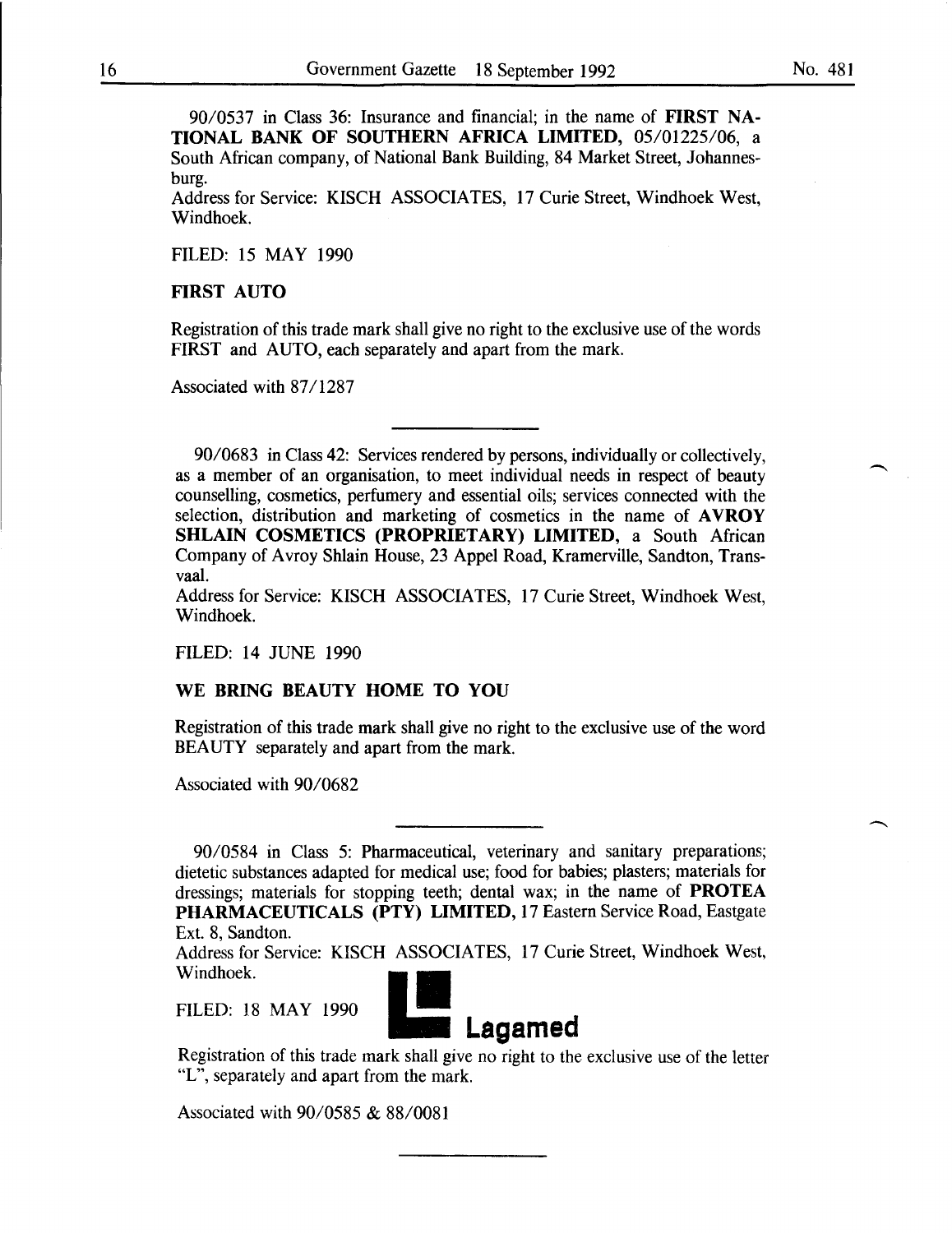90/0537 in Class 36: Insurance and financial; in the name of **FIRST NATIONAL BANK OF SOUTHERN AFRICA LIMITED,** 05/01225/06, a South African company, of National Bank Building, 84 Market Street, Johannesburg.
Address for Service: KISCH ASSOCIATES, 17 Curie Street, Windhoek West, Windhoek.

FILED: 15 MAY 1990

**FIRST AUTO**

Registration of this trade mark shall give no right to the exclusive use of the words FIRST and AUTO, each separately and apart from the mark.

Associated with 87/1287

---

90/0683 in Class 42: Services rendered by persons, individually or collectively, as a member of an organisation, to meet individual needs in respect of beauty counselling, cosmetics, perfumery and essential oils; services connected with the selection, distribution and marketing of cosmetics in the name of **AVROY SHLAIN COSMETICS (PROPRIETARY) LIMITED,** a South African Company of Avroy Shlain House, 23 Appel Road, Kramerville, Sandton, Transvaal.
Address for Service: KISCH ASSOCIATES, 17 Curie Street, Windhoek West, Windhoek.

FILED: 14 JUNE 1990

**WE BRING BEAUTY HOME TO YOU**

Registration of this trade mark shall give no right to the exclusive use of the word BEAUTY separately and apart from the mark.

Associated with 90/0682

---

90/0584 in Class 5: Pharmaceutical, veterinary and sanitary preparations; dietetic substances adapted for medical use; food for babies; plasters; materials for dressings; materials for stopping teeth; dental wax; in the name of **PROTEA PHARMACEUTICALS (PTY) LIMITED,** 17 Eastern Service Road, Eastgate Ext. 8, Sandton.
Address for Service: KISCH ASSOCIATES, 17 Curie Street, Windhoek West, Windhoek.

FILED: 18 MAY 1990

**Lagamed**

Registration of this trade mark shall give no right to the exclusive use of the letter "L", separately and apart from the mark.

Associated with 90/0585 & 88/0081

---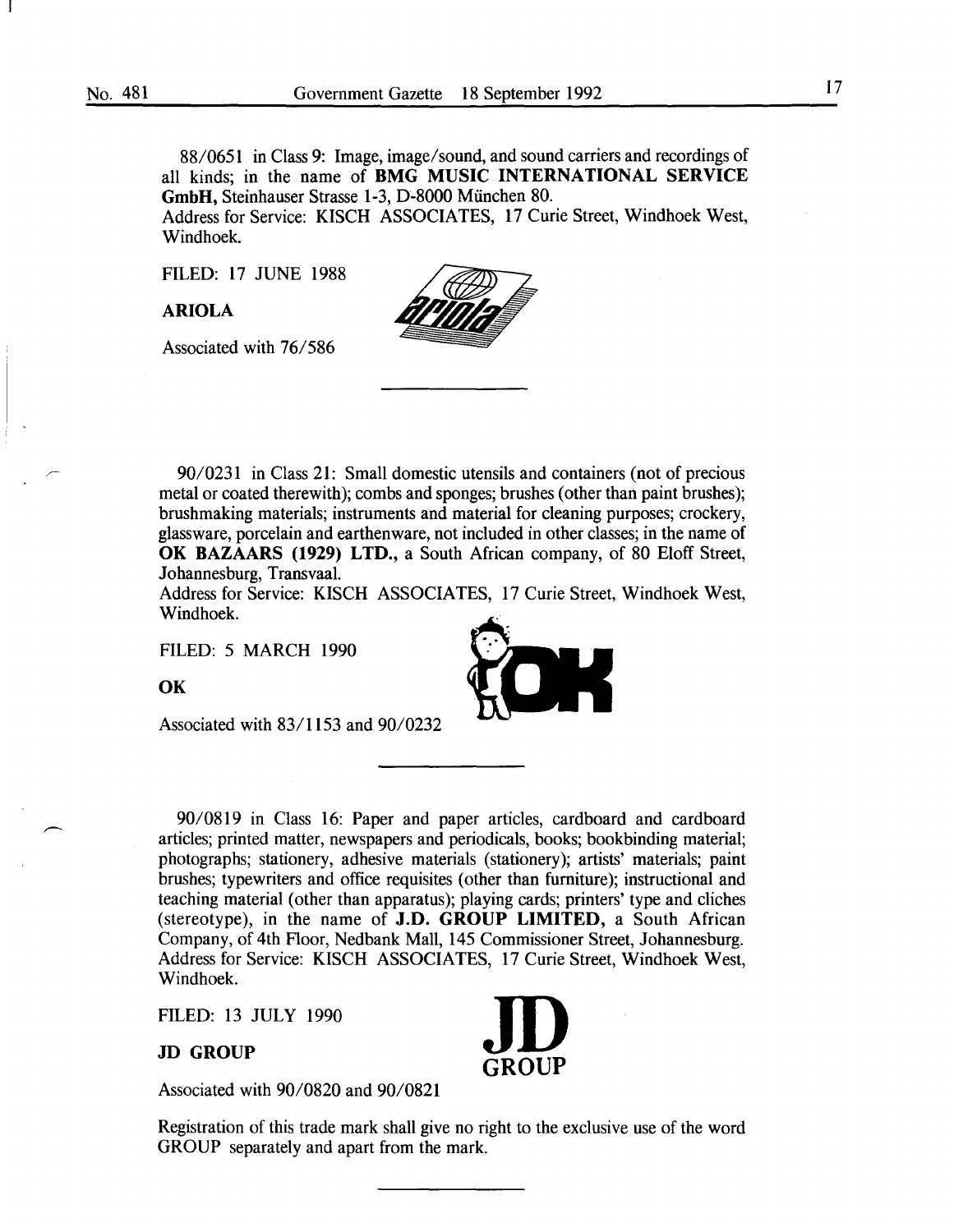88/0651 in Class 9: Image, image/sound, and sound carriers and recordings of all kinds; in the name of **BMG MUSIC INTERNATIONAL SERVICE GmbH,** Steinhauser Strasse 1-3, D-8000 München 80.
Address for Service: KISCH ASSOCIATES, 17 Curie Street, Windhoek West, Windhoek.

FILED: 17 JUNE 1988

**ARIOLA**

Associated with 76/586

---

90/0231 in Class 21: Small domestic utensils and containers (not of precious metal or coated therewith); combs and sponges; brushes (other than paint brushes); brushmaking materials; instruments and material for cleaning purposes; crockery, glassware, porcelain and earthenware, not included in other classes; in the name of **OK BAZAARS (1929) LTD.,** a South African company, of 80 Eloff Street, Johannesburg, Transvaal.
Address for Service: KISCH ASSOCIATES, 17 Curie Street, Windhoek West, Windhoek.

FILED: 5 MARCH 1990

**OK**

Associated with 83/1153 and 90/0232

---

90/0819 in Class 16: Paper and paper articles, cardboard and cardboard articles; printed matter, newspapers and periodicals, books; bookbinding material; photographs; stationery, adhesive materials (stationery); artists' materials; paint brushes; typewriters and office requisites (other than furniture); instructional and teaching material (other than apparatus); playing cards; printers' type and cliches (stereotype), in the name of **J.D. GROUP LIMITED,** a South African Company, of 4th Floor, Nedbank Mall, 145 Commissioner Street, Johannesburg.
Address for Service: KISCH ASSOCIATES, 17 Curie Street, Windhoek West, Windhoek.

FILED: 13 JULY 1990

**JD GROUP**

Associated with 90/0820 and 90/0821

Registration of this trade mark shall give no right to the exclusive use of the word GROUP separately and apart from the mark.

---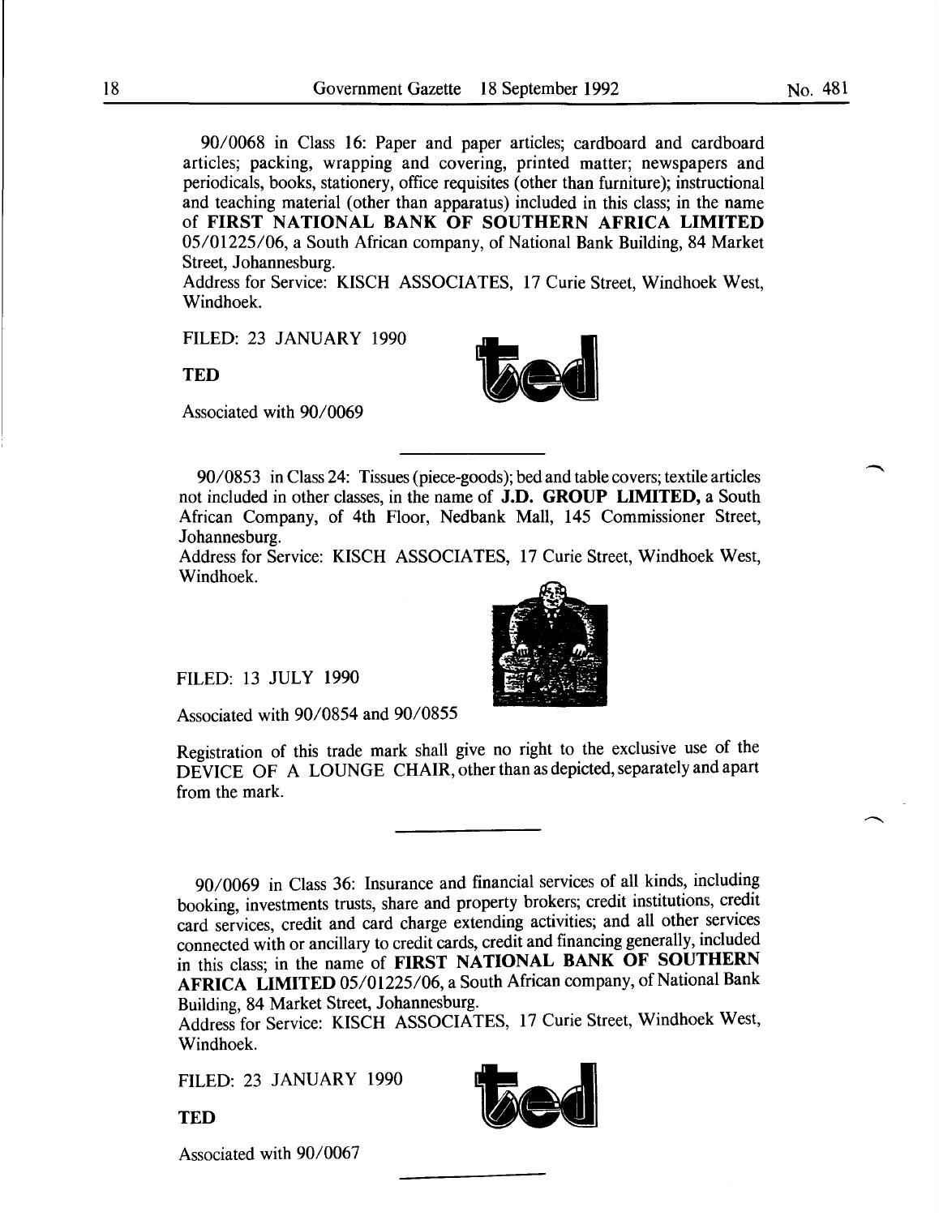90/0068 in Class 16: Paper and paper articles; cardboard and cardboard articles; packing, wrapping and covering, printed matter; newspapers and periodicals, books, stationery, office requisites (other than furniture); instructional and teaching material (other than apparatus) included in this class; in the name of **FIRST NATIONAL BANK OF SOUTHERN AFRICA LIMITED** 05/01225/06, a South African company, of National Bank Building, 84 Market Street, Johannesburg.
Address for Service: KISCH ASSOCIATES, 17 Curie Street, Windhoek West, Windhoek.

FILED: 23 JANUARY 1990

**TED**

Associated with 90/0069

---

90/0853 in Class 24: Tissues (piece-goods); bed and table covers; textile articles not included in other classes, in the name of **J.D. GROUP LIMITED,** a South African Company, of 4th Floor, Nedbank Mall, 145 Commissioner Street, Johannesburg.
Address for Service: KISCH ASSOCIATES, 17 Curie Street, Windhoek West, Windhoek.

FILED: 13 JULY 1990

Associated with 90/0854 and 90/0855

Registration of this trade mark shall give no right to the exclusive use of the DEVICE OF A LOUNGE CHAIR, other than as depicted, separately and apart from the mark.

---

90/0069 in Class 36: Insurance and financial services of all kinds, including booking, investments trusts, share and property brokers; credit institutions, credit card services, credit and card charge extending activities; and all other services connected with or ancillary to credit cards, credit and financing generally, included in this class; in the name of **FIRST NATIONAL BANK OF SOUTHERN AFRICA LIMITED** 05/01225/06, a South African company, of National Bank Building, 84 Market Street, Johannesburg.
Address for Service: KISCH ASSOCIATES, 17 Curie Street, Windhoek West, Windhoek.

FILED: 23 JANUARY 1990

**TED**

Associated with 90/0067

---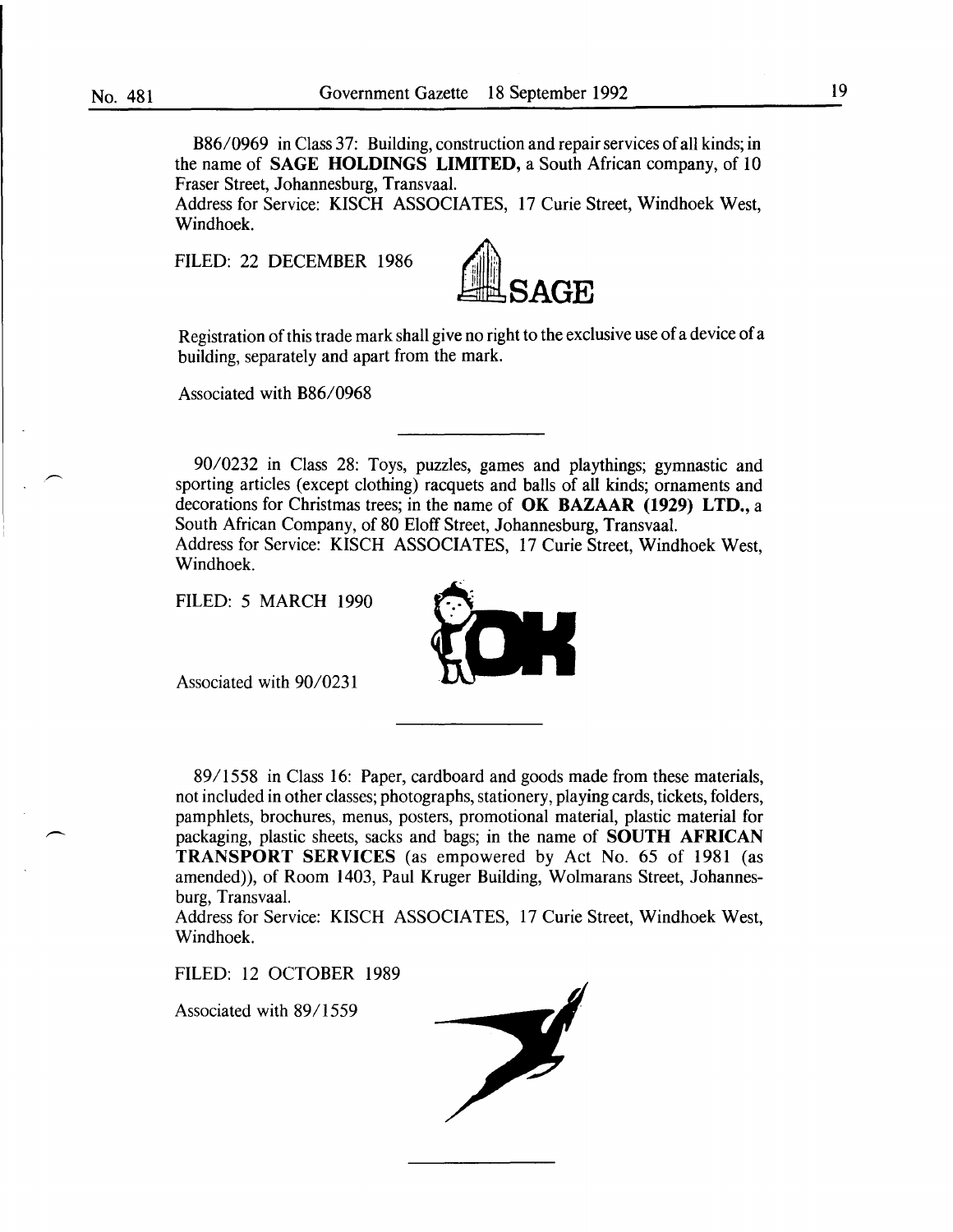B86/0969 in Class 37: Building, construction and repair services of all kinds; in the name of **SAGE HOLDINGS LIMITED,** a South African company, of 10 Fraser Street, Johannesburg, Transvaal.
Address for Service: KISCH ASSOCIATES, 17 Curie Street, Windhoek West, Windhoek.

FILED: 22 DECEMBER 1986

SAGE

Registration of this trade mark shall give no right to the exclusive use of a device of a building, separately and apart from the mark.

Associated with B86/0968

---

90/0232 in Class 28: Toys, puzzles, games and playthings; gymnastic and sporting articles (except clothing) racquets and balls of all kinds; ornaments and decorations for Christmas trees; in the name of **OK BAZAAR (1929) LTD.,** a South African Company, of 80 Eloff Street, Johannesburg, Transvaal.
Address for Service: KISCH ASSOCIATES, 17 Curie Street, Windhoek West, Windhoek.

FILED: 5 MARCH 1990

Associated with 90/0231

---

89/1558 in Class 16: Paper, cardboard and goods made from these materials, not included in other classes; photographs, stationery, playing cards, tickets, folders, pamphlets, brochures, menus, posters, promotional material, plastic material for packaging, plastic sheets, sacks and bags; in the name of **SOUTH AFRICAN TRANSPORT SERVICES** (as empowered by Act No. 65 of 1981 (as amended)), of Room 1403, Paul Kruger Building, Wolmarans Street, Johannesburg, Transvaal.
Address for Service: KISCH ASSOCIATES, 17 Curie Street, Windhoek West, Windhoek.

FILED: 12 OCTOBER 1989

Associated with 89/1559

---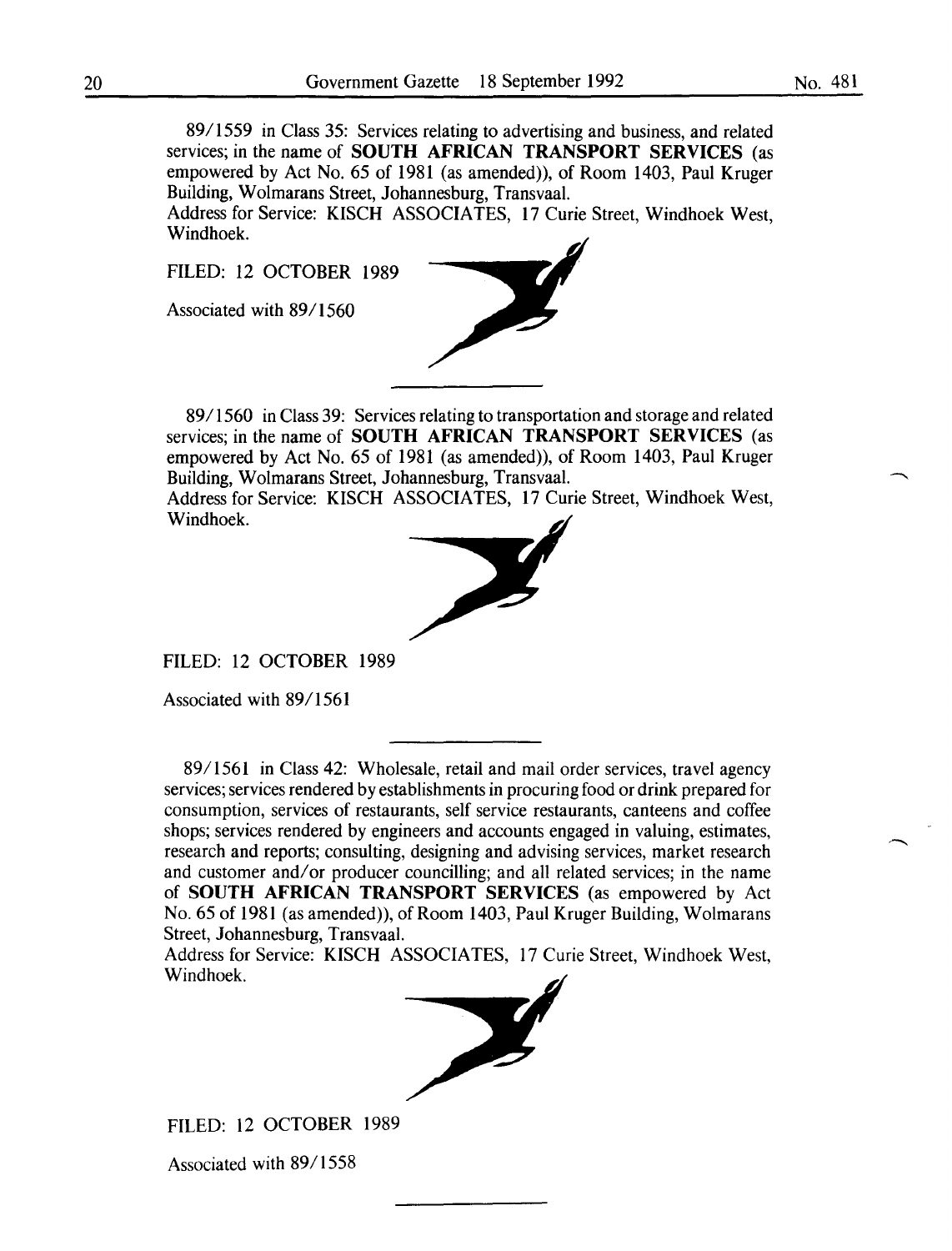89/1559 in Class 35: Services relating to advertising and business, and related services; in the name of **SOUTH AFRICAN TRANSPORT SERVICES** (as empowered by Act No. 65 of 1981 (as amended)), of Room 1403, Paul Kruger Building, Wolmarans Street, Johannesburg, Transvaal.
Address for Service: KISCH ASSOCIATES, 17 Curie Street, Windhoek West, Windhoek.

FILED: 12 OCTOBER 1989

Associated with 89/1560

---

89/1560 in Class 39: Services relating to transportation and storage and related services; in the name of **SOUTH AFRICAN TRANSPORT SERVICES** (as empowered by Act No. 65 of 1981 (as amended)), of Room 1403, Paul Kruger Building, Wolmarans Street, Johannesburg, Transvaal.
Address for Service: KISCH ASSOCIATES, 17 Curie Street, Windhoek West, Windhoek.

FILED: 12 OCTOBER 1989

Associated with 89/1561

---

89/1561 in Class 42: Wholesale, retail and mail order services, travel agency services; services rendered by establishments in procuring food or drink prepared for consumption, services of restaurants, self service restaurants, canteens and coffee shops; services rendered by engineers and accounts engaged in valuing, estimates, research and reports; consulting, designing and advising services, market research and customer and/or producer councilling; and all related services; in the name of **SOUTH AFRICAN TRANSPORT SERVICES** (as empowered by Act No. 65 of 1981 (as amended)), of Room 1403, Paul Kruger Building, Wolmarans Street, Johannesburg, Transvaal.
Address for Service: KISCH ASSOCIATES, 17 Curie Street, Windhoek West, Windhoek.

FILED: 12 OCTOBER 1989

Associated with 89/1558

---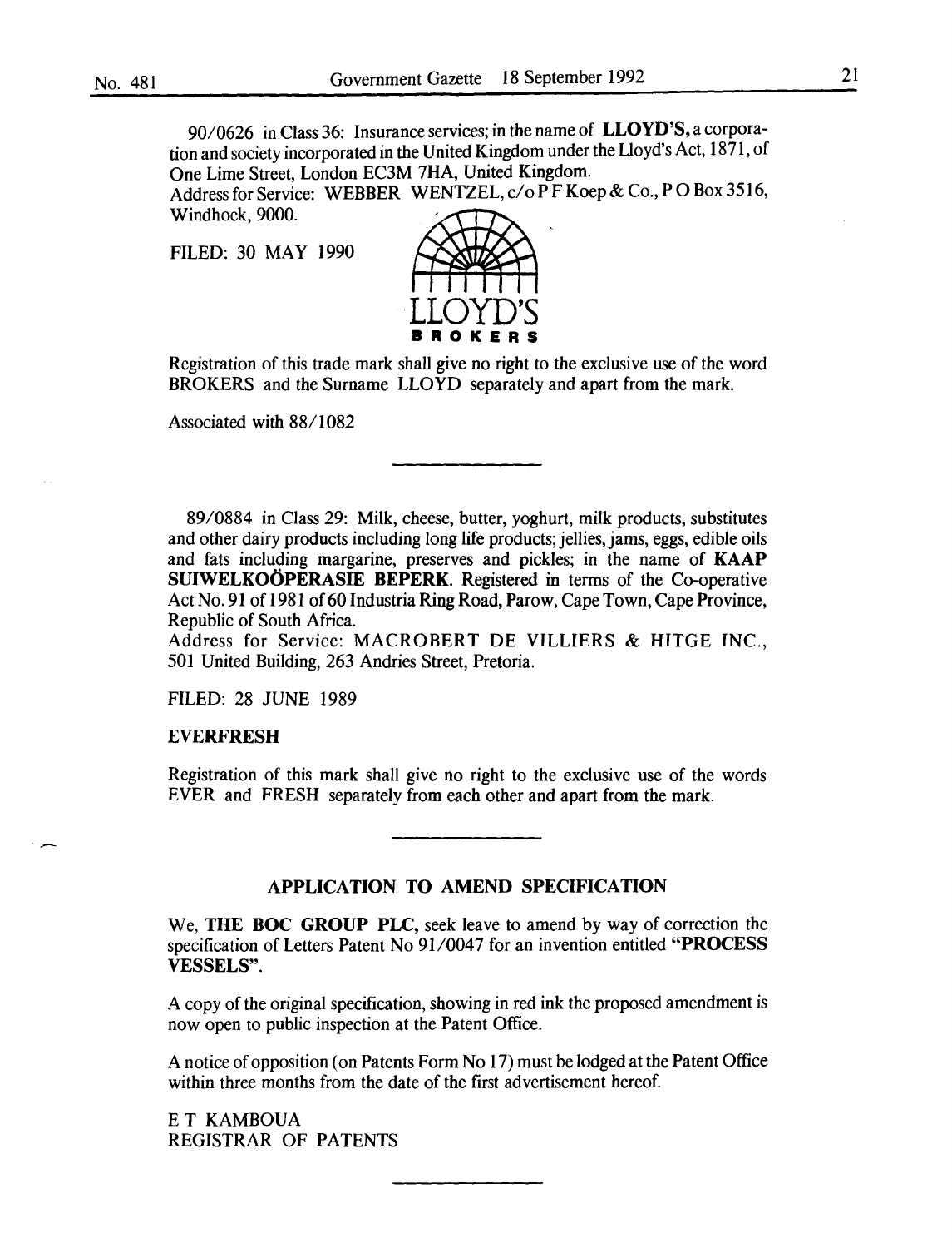90/0626 in Class 36: Insurance services; in the name of **LLOYD'S**, a corporation and society incorporated in the United Kingdom under the Lloyd's Act, 1871, of One Lime Street, London EC3M 7HA, United Kingdom.

Address for Service: WEBBER WENTZEL, c/o P F Koep & Co., P O Box 3516, Windhoek, 9000.

FILED: 30 MAY 1990

LLOYD'S
BROKERS

Registration of this trade mark shall give no right to the exclusive use of the word BROKERS and the Surname LLOYD separately and apart from the mark.

Associated with 88/1082

---

89/0884 in Class 29: Milk, cheese, butter, yoghurt, milk products, substitutes and other dairy products including long life products; jellies, jams, eggs, edible oils and fats including margarine, preserves and pickles; in the name of **KAAP SUIWELKOÖPERASIE BEPERK**. Registered in terms of the Co-operative Act No. 91 of 1981 of 60 Industria Ring Road, Parow, Cape Town, Cape Province, Republic of South Africa.

Address for Service: MACROBERT DE VILLIERS & HITGE INC., 501 United Building, 263 Andries Street, Pretoria.

FILED: 28 JUNE 1989

**EVERFRESH**

Registration of this mark shall give no right to the exclusive use of the words EVER and FRESH separately from each other and apart from the mark.

---

## APPLICATION TO AMEND SPECIFICATION

We, **THE BOC GROUP PLC**, seek leave to amend by way of correction the specification of Letters Patent No 91/0047 for an invention entitled **"PROCESS VESSELS"**.

A copy of the original specification, showing in red ink the proposed amendment is now open to public inspection at the Patent Office.

A notice of opposition (on Patents Form No 17) must be lodged at the Patent Office within three months from the date of the first advertisement hereof.

E T KAMBOUA
REGISTRAR OF PATENTS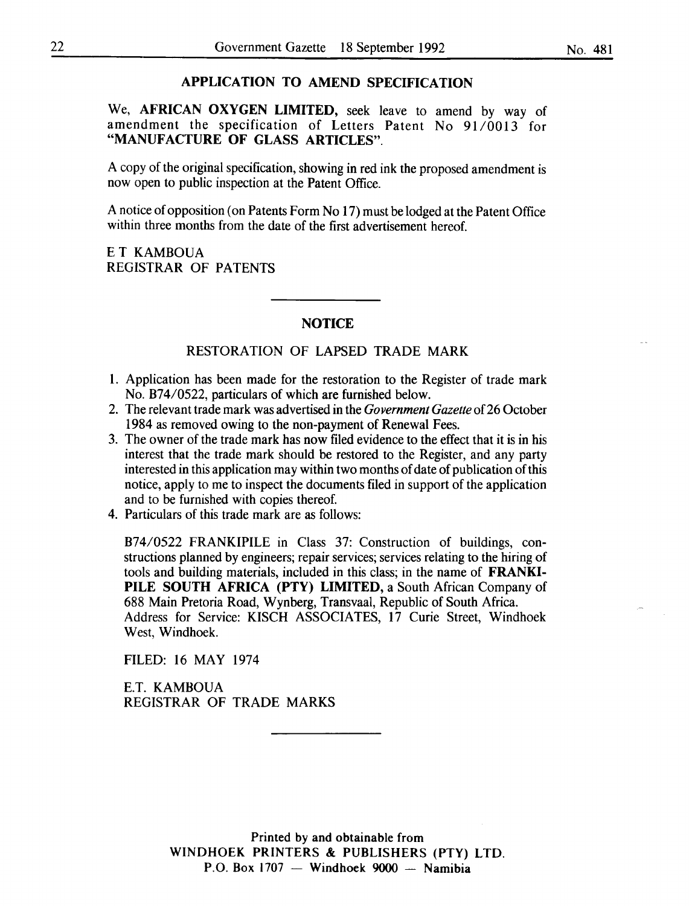## APPLICATION TO AMEND SPECIFICATION

We, **AFRICAN OXYGEN LIMITED,** seek leave to amend by way of amendment the specification of Letters Patent No 91/0013 for **"MANUFACTURE OF GLASS ARTICLES".**

A copy of the original specification, showing in red ink the proposed amendment is now open to public inspection at the Patent Office.

A notice of opposition (on Patents Form No 17) must be lodged at the Patent Office within three months from the date of the first advertisement hereof.

E T KAMBOUA
REGISTRAR OF PATENTS

---

## NOTICE

### RESTORATION OF LAPSED TRADE MARK

1. Application has been made for the restoration to the Register of trade mark No. B74/0522, particulars of which are furnished below.
2. The relevant trade mark was advertised in the *Government Gazette* of 26 October 1984 as removed owing to the non-payment of Renewal Fees.
3. The owner of the trade mark has now filed evidence to the effect that it is in his interest that the trade mark should be restored to the Register, and any party interested in this application may within two months of date of publication of this notice, apply to me to inspect the documents filed in support of the application and to be furnished with copies thereof.
4. Particulars of this trade mark are as follows:

B74/0522 FRANKIPILE in Class 37: Construction of buildings, constructions planned by engineers; repair services; services relating to the hiring of tools and building materials, included in this class; in the name of **FRANKI-PILE SOUTH AFRICA (PTY) LIMITED,** a South African Company of 688 Main Pretoria Road, Wynberg, Transvaal, Republic of South Africa. Address for Service: KISCH ASSOCIATES, 17 Curie Street, Windhoek West, Windhoek.

FILED: 16 MAY 1974

E.T. KAMBOUA
REGISTRAR OF TRADE MARKS

---

**Printed by and obtainable from**
**WINDHOEK PRINTERS & PUBLISHERS (PTY) LTD.**
**P.O. Box 1707 — Windhoek 9000 — Namibia**